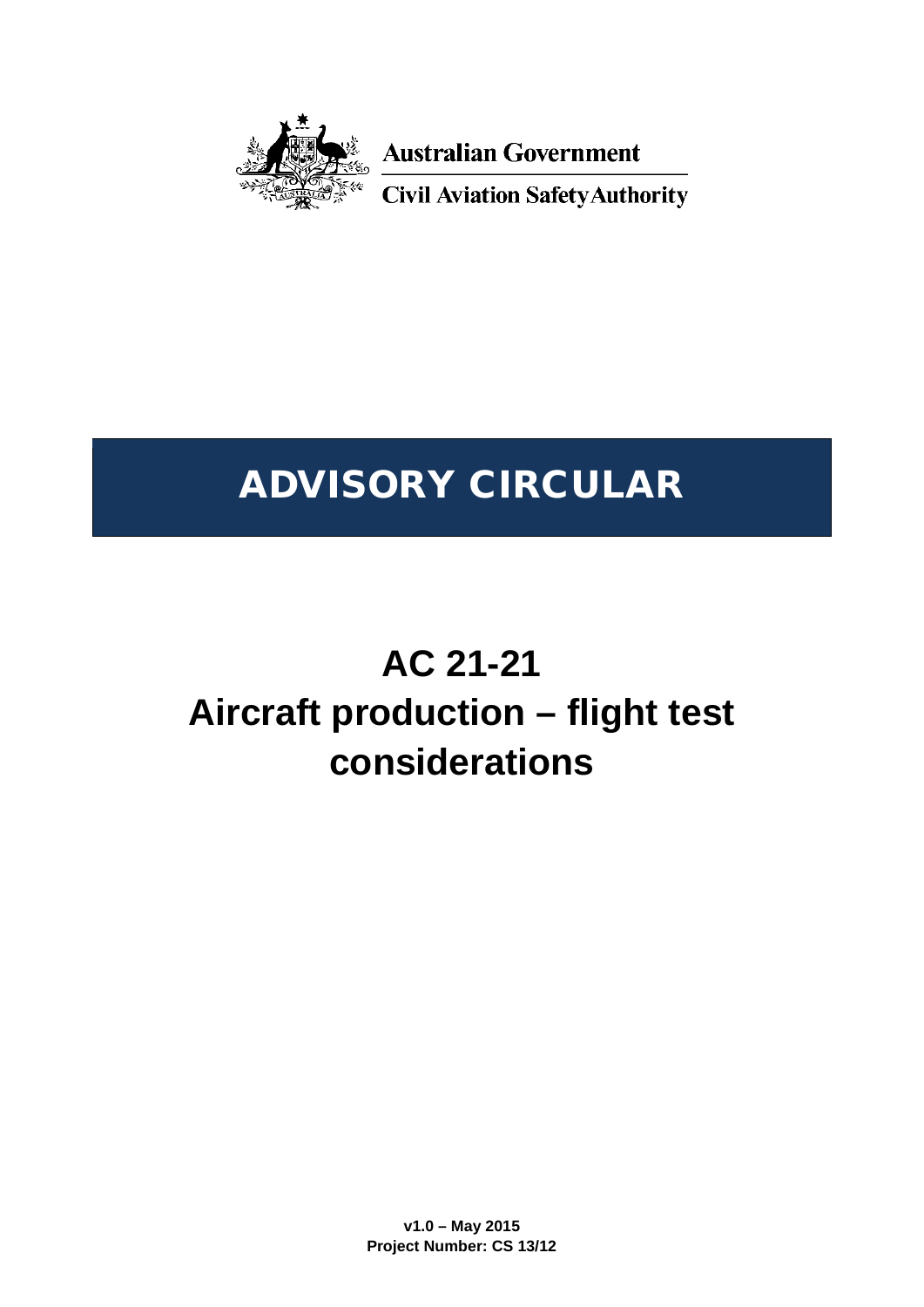Australian Government

Civil Aviation Safety Authority

# ADVISORY CIRCULAR

# AC 21-21
# Aircraft production – flight test considerations

**v1.0 – May 2015**
**Project Number: CS 13/12**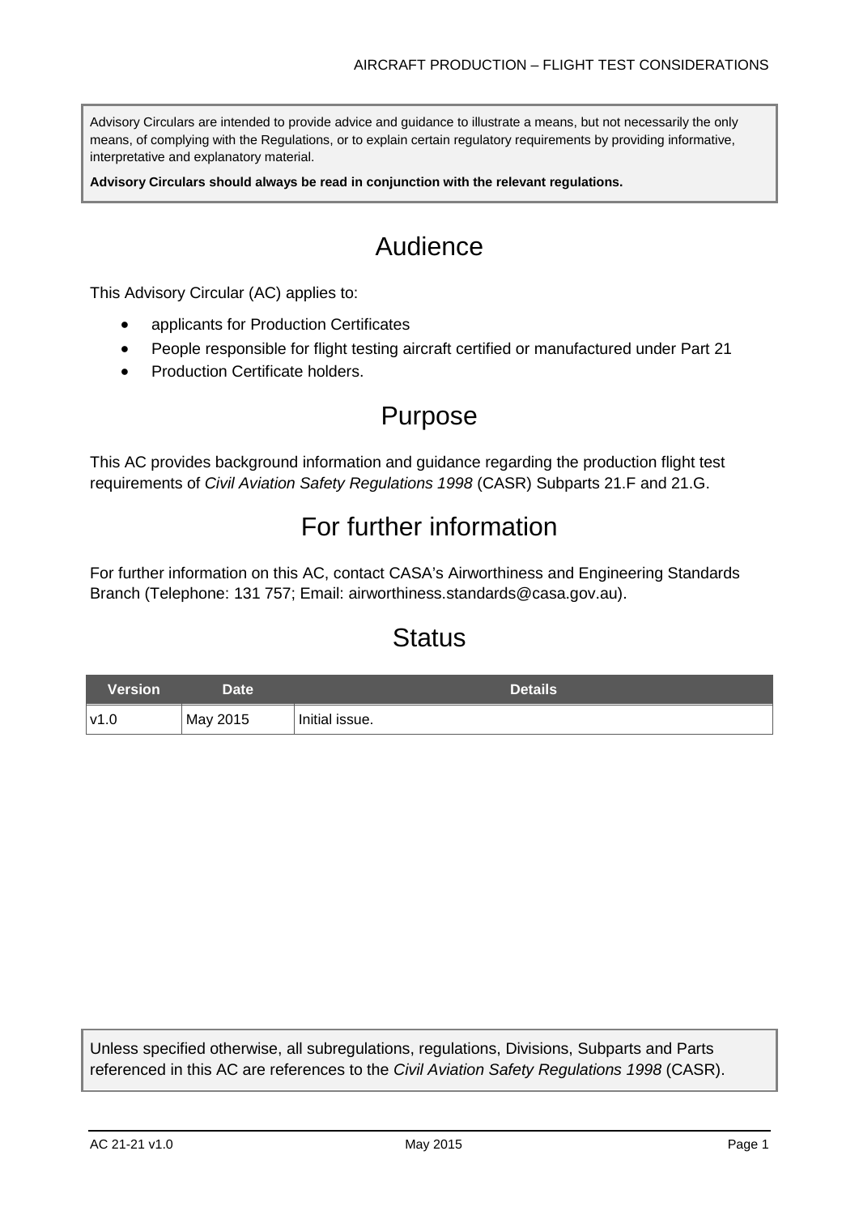Advisory Circulars are intended to provide advice and guidance to illustrate a means, but not necessarily the only means, of complying with the Regulations, or to explain certain regulatory requirements by providing informative, interpretative and explanatory material.

**Advisory Circulars should always be read in conjunction with the relevant regulations.**

# Audience

This Advisory Circular (AC) applies to:

- applicants for Production Certificates
- People responsible for flight testing aircraft certified or manufactured under Part 21
- Production Certificate holders.

# Purpose

This AC provides background information and guidance regarding the production flight test requirements of *Civil Aviation Safety Regulations 1998* (CASR) Subparts 21.F and 21.G.

# For further information

For further information on this AC, contact CASA's Airworthiness and Engineering Standards Branch (Telephone: 131 757; Email: airworthiness.standards@casa.gov.au).

# Status

| Version | Date | Details |
|---|---|---|
| v1.0 | May 2015 | Initial issue. |

Unless specified otherwise, all subregulations, regulations, Divisions, Subparts and Parts referenced in this AC are references to the *Civil Aviation Safety Regulations 1998* (CASR).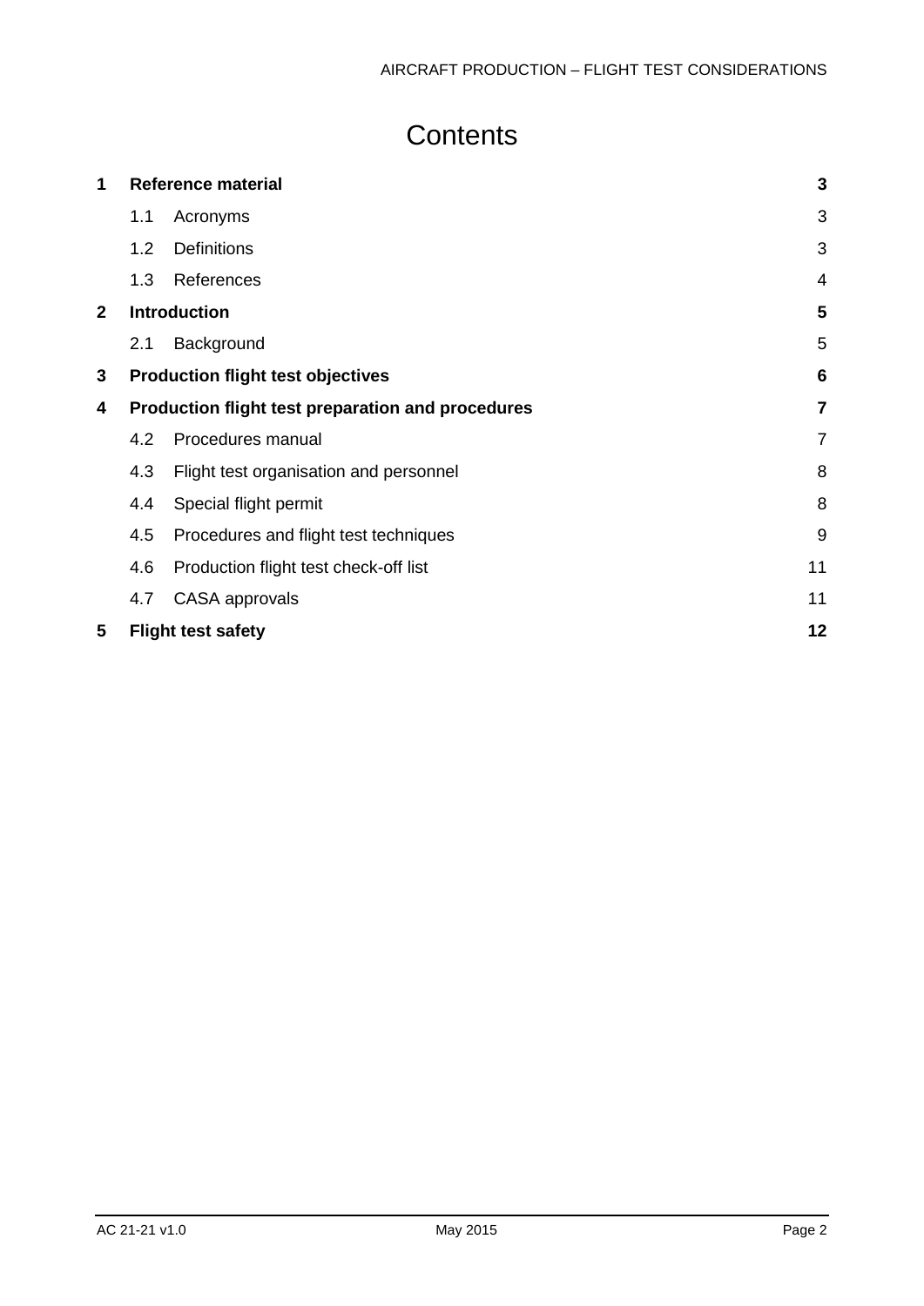# Contents

| | | | |
|---|---|---|---|
| **1** | **Reference material** | | **3** |
| | 1.1 | Acronyms | 3 |
| | 1.2 | Definitions | 3 |
| | 1.3 | References | 4 |
| **2** | **Introduction** | | **5** |
| | 2.1 | Background | 5 |
| **3** | **Production flight test objectives** | | **6** |
| **4** | **Production flight test preparation and procedures** | | **7** |
| | 4.2 | Procedures manual | 7 |
| | 4.3 | Flight test organisation and personnel | 8 |
| | 4.4 | Special flight permit | 8 |
| | 4.5 | Procedures and flight test techniques | 9 |
| | 4.6 | Production flight test check-off list | 11 |
| | 4.7 | CASA approvals | 11 |
| **5** | **Flight test safety** | | **12** |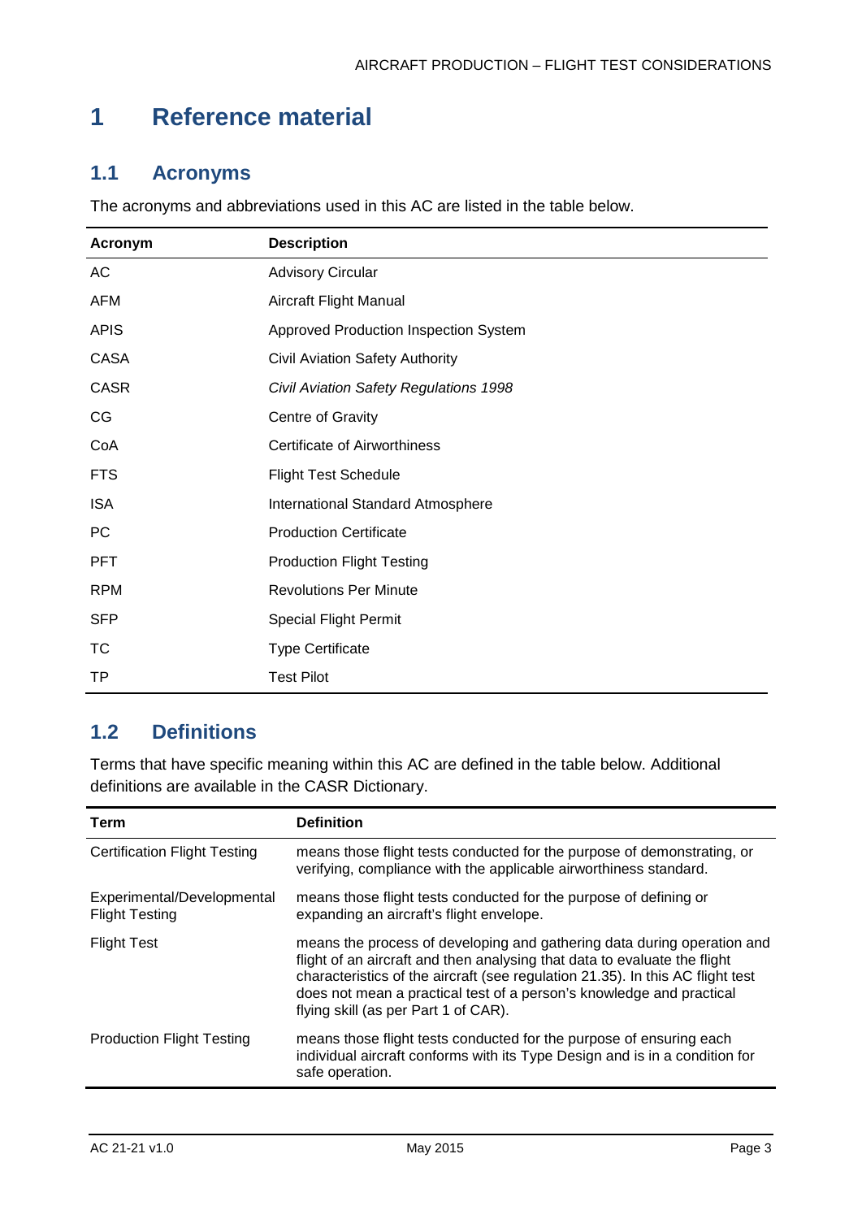# 1 Reference material

## 1.1 Acronyms

The acronyms and abbreviations used in this AC are listed in the table below.

| Acronym | Description |
| --- | --- |
| AC | Advisory Circular |
| AFM | Aircraft Flight Manual |
| APIS | Approved Production Inspection System |
| CASA | Civil Aviation Safety Authority |
| CASR | *Civil Aviation Safety Regulations 1998* |
| CG | Centre of Gravity |
| CoA | Certificate of Airworthiness |
| FTS | Flight Test Schedule |
| ISA | International Standard Atmosphere |
| PC | Production Certificate |
| PFT | Production Flight Testing |
| RPM | Revolutions Per Minute |
| SFP | Special Flight Permit |
| TC | Type Certificate |
| TP | Test Pilot |

## 1.2 Definitions

Terms that have specific meaning within this AC are defined in the table below. Additional definitions are available in the CASR Dictionary.

| Term | Definition |
| --- | --- |
| Certification Flight Testing | means those flight tests conducted for the purpose of demonstrating, or verifying, compliance with the applicable airworthiness standard. |
| Experimental/Developmental Flight Testing | means those flight tests conducted for the purpose of defining or expanding an aircraft's flight envelope. |
| Flight Test | means the process of developing and gathering data during operation and flight of an aircraft and then analysing that data to evaluate the flight characteristics of the aircraft (see regulation 21.35). In this AC flight test does not mean a practical test of a person's knowledge and practical flying skill (as per Part 1 of CAR). |
| Production Flight Testing | means those flight tests conducted for the purpose of ensuring each individual aircraft conforms with its Type Design and is in a condition for safe operation. |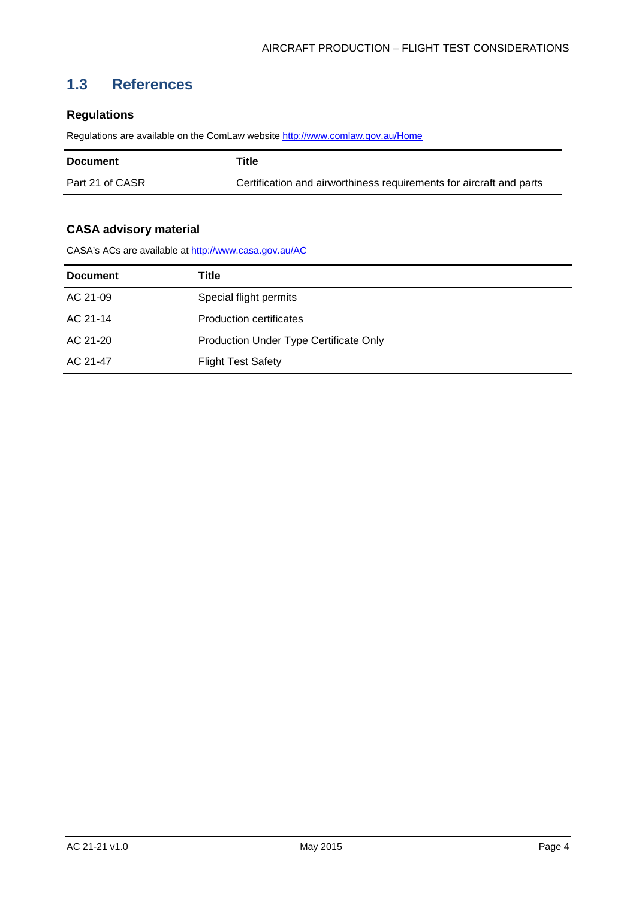## 1.3 References

### Regulations

Regulations are available on the ComLaw website http://www.comlaw.gov.au/Home

| Document | Title |
| --- | --- |
| Part 21 of CASR | Certification and airworthiness requirements for aircraft and parts |

### CASA advisory material

CASA's ACs are available at http://www.casa.gov.au/AC

| Document | Title |
| --- | --- |
| AC 21-09 | Special flight permits |
| AC 21-14 | Production certificates |
| AC 21-20 | Production Under Type Certificate Only |
| AC 21-47 | Flight Test Safety |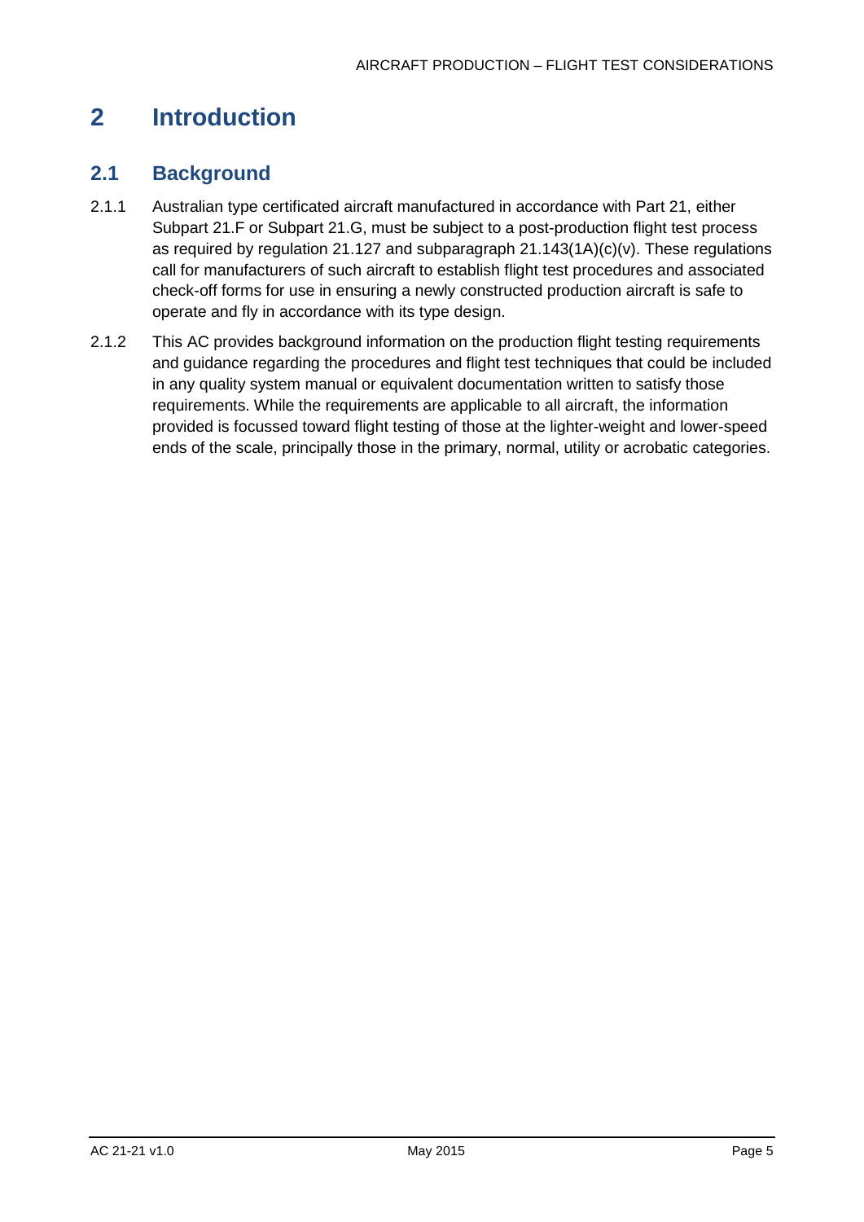# 2 Introduction

## 2.1 Background

2.1.1 Australian type certificated aircraft manufactured in accordance with Part 21, either Subpart 21.F or Subpart 21.G, must be subject to a post-production flight test process as required by regulation 21.127 and subparagraph 21.143(1A)(c)(v). These regulations call for manufacturers of such aircraft to establish flight test procedures and associated check-off forms for use in ensuring a newly constructed production aircraft is safe to operate and fly in accordance with its type design.

2.1.2 This AC provides background information on the production flight testing requirements and guidance regarding the procedures and flight test techniques that could be included in any quality system manual or equivalent documentation written to satisfy those requirements. While the requirements are applicable to all aircraft, the information provided is focussed toward flight testing of those at the lighter-weight and lower-speed ends of the scale, principally those in the primary, normal, utility or acrobatic categories.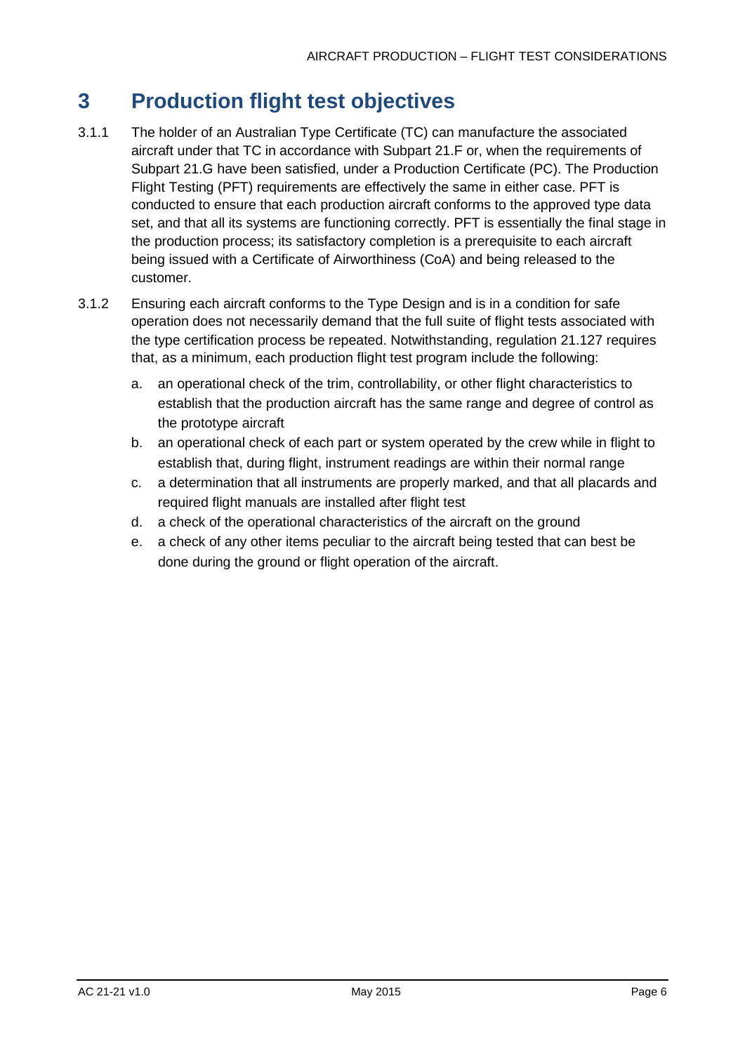# 3 Production flight test objectives

3.1.1 The holder of an Australian Type Certificate (TC) can manufacture the associated aircraft under that TC in accordance with Subpart 21.F or, when the requirements of Subpart 21.G have been satisfied, under a Production Certificate (PC). The Production Flight Testing (PFT) requirements are effectively the same in either case. PFT is conducted to ensure that each production aircraft conforms to the approved type data set, and that all its systems are functioning correctly. PFT is essentially the final stage in the production process; its satisfactory completion is a prerequisite to each aircraft being issued with a Certificate of Airworthiness (CoA) and being released to the customer.

3.1.2 Ensuring each aircraft conforms to the Type Design and is in a condition for safe operation does not necessarily demand that the full suite of flight tests associated with the type certification process be repeated. Notwithstanding, regulation 21.127 requires that, as a minimum, each production flight test program include the following:

a. an operational check of the trim, controllability, or other flight characteristics to establish that the production aircraft has the same range and degree of control as the prototype aircraft

b. an operational check of each part or system operated by the crew while in flight to establish that, during flight, instrument readings are within their normal range

c. a determination that all instruments are properly marked, and that all placards and required flight manuals are installed after flight test

d. a check of the operational characteristics of the aircraft on the ground

e. a check of any other items peculiar to the aircraft being tested that can best be done during the ground or flight operation of the aircraft.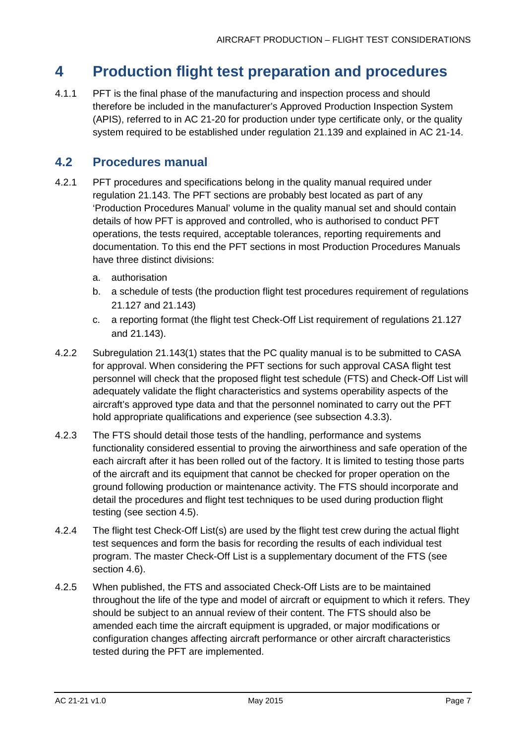# 4 Production flight test preparation and procedures

4.1.1 PFT is the final phase of the manufacturing and inspection process and should therefore be included in the manufacturer's Approved Production Inspection System (APIS), referred to in AC 21-20 for production under type certificate only, or the quality system required to be established under regulation 21.139 and explained in AC 21-14.

## 4.2 Procedures manual

4.2.1 PFT procedures and specifications belong in the quality manual required under regulation 21.143. The PFT sections are probably best located as part of any 'Production Procedures Manual' volume in the quality manual set and should contain details of how PFT is approved and controlled, who is authorised to conduct PFT operations, the tests required, acceptable tolerances, reporting requirements and documentation. To this end the PFT sections in most Production Procedures Manuals have three distinct divisions:

a. authorisation
b. a schedule of tests (the production flight test procedures requirement of regulations 21.127 and 21.143)
c. a reporting format (the flight test Check-Off List requirement of regulations 21.127 and 21.143).

4.2.2 Subregulation 21.143(1) states that the PC quality manual is to be submitted to CASA for approval. When considering the PFT sections for such approval CASA flight test personnel will check that the proposed flight test schedule (FTS) and Check-Off List will adequately validate the flight characteristics and systems operability aspects of the aircraft's approved type data and that the personnel nominated to carry out the PFT hold appropriate qualifications and experience (see subsection 4.3.3).

4.2.3 The FTS should detail those tests of the handling, performance and systems functionality considered essential to proving the airworthiness and safe operation of the each aircraft after it has been rolled out of the factory. It is limited to testing those parts of the aircraft and its equipment that cannot be checked for proper operation on the ground following production or maintenance activity. The FTS should incorporate and detail the procedures and flight test techniques to be used during production flight testing (see section 4.5).

4.2.4 The flight test Check-Off List(s) are used by the flight test crew during the actual flight test sequences and form the basis for recording the results of each individual test program. The master Check-Off List is a supplementary document of the FTS (see section 4.6).

4.2.5 When published, the FTS and associated Check-Off Lists are to be maintained throughout the life of the type and model of aircraft or equipment to which it refers. They should be subject to an annual review of their content. The FTS should also be amended each time the aircraft equipment is upgraded, or major modifications or configuration changes affecting aircraft performance or other aircraft characteristics tested during the PFT are implemented.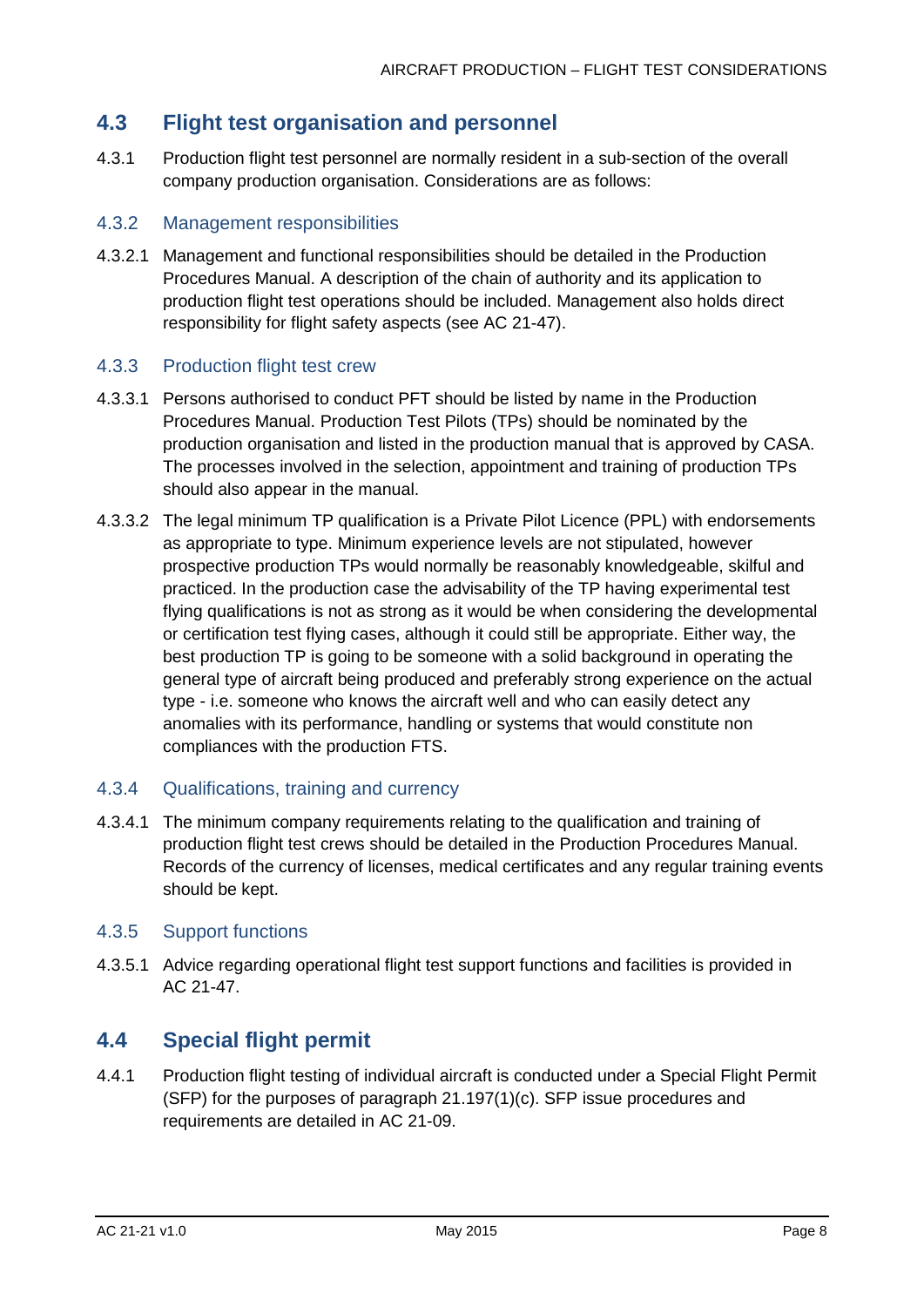## 4.3 Flight test organisation and personnel

4.3.1 Production flight test personnel are normally resident in a sub-section of the overall company production organisation. Considerations are as follows:

### 4.3.2 Management responsibilities

4.3.2.1 Management and functional responsibilities should be detailed in the Production Procedures Manual. A description of the chain of authority and its application to production flight test operations should be included. Management also holds direct responsibility for flight safety aspects (see AC 21-47).

### 4.3.3 Production flight test crew

4.3.3.1 Persons authorised to conduct PFT should be listed by name in the Production Procedures Manual. Production Test Pilots (TPs) should be nominated by the production organisation and listed in the production manual that is approved by CASA. The processes involved in the selection, appointment and training of production TPs should also appear in the manual.

4.3.3.2 The legal minimum TP qualification is a Private Pilot Licence (PPL) with endorsements as appropriate to type. Minimum experience levels are not stipulated, however prospective production TPs would normally be reasonably knowledgeable, skilful and practiced. In the production case the advisability of the TP having experimental test flying qualifications is not as strong as it would be when considering the developmental or certification test flying cases, although it could still be appropriate. Either way, the best production TP is going to be someone with a solid background in operating the general type of aircraft being produced and preferably strong experience on the actual type - i.e. someone who knows the aircraft well and who can easily detect any anomalies with its performance, handling or systems that would constitute non compliances with the production FTS.

### 4.3.4 Qualifications, training and currency

4.3.4.1 The minimum company requirements relating to the qualification and training of production flight test crews should be detailed in the Production Procedures Manual. Records of the currency of licenses, medical certificates and any regular training events should be kept.

### 4.3.5 Support functions

4.3.5.1 Advice regarding operational flight test support functions and facilities is provided in AC 21-47.

## 4.4 Special flight permit

4.4.1 Production flight testing of individual aircraft is conducted under a Special Flight Permit (SFP) for the purposes of paragraph 21.197(1)(c). SFP issue procedures and requirements are detailed in AC 21-09.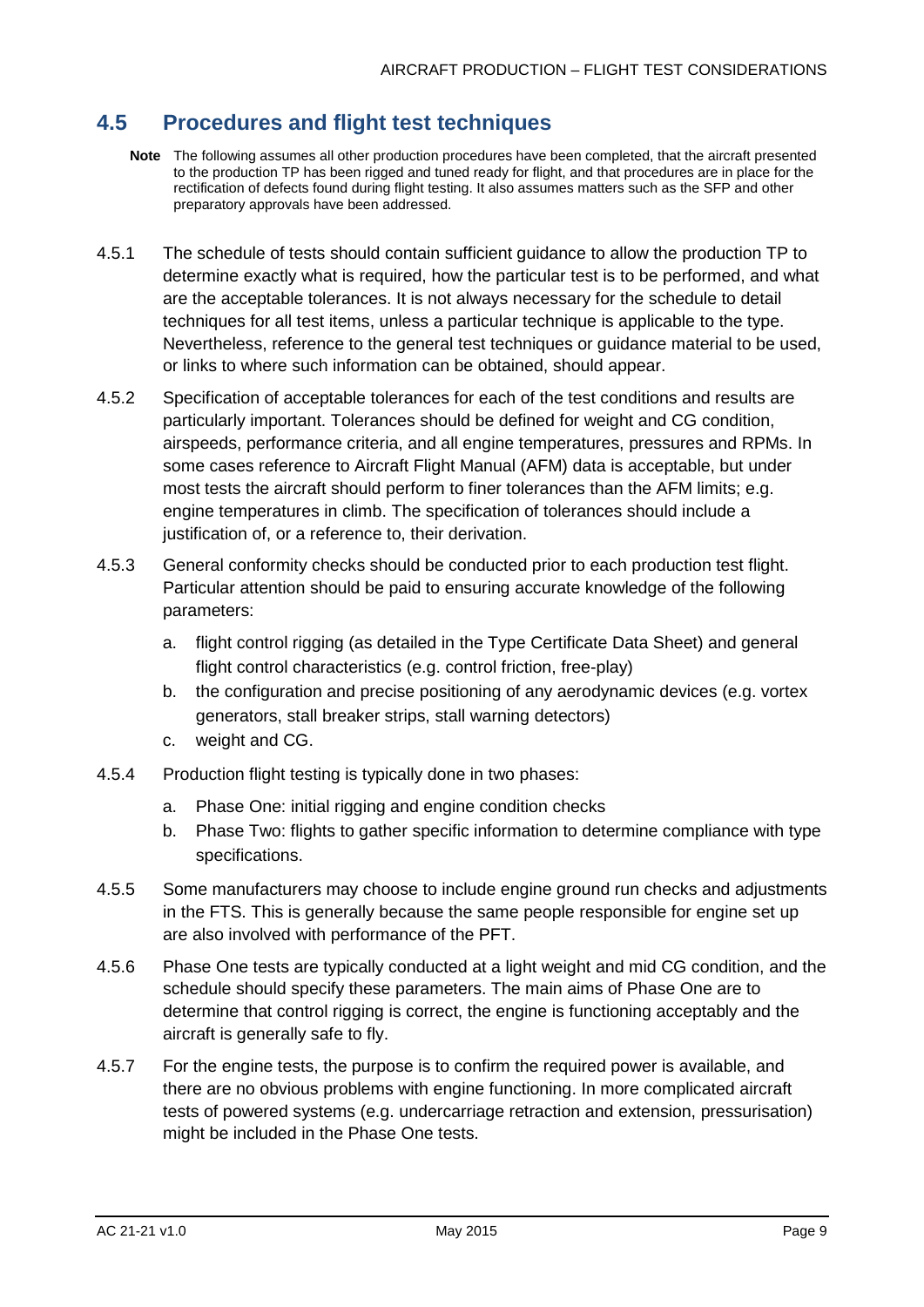## 4.5 Procedures and flight test techniques

**Note** The following assumes all other production procedures have been completed, that the aircraft presented to the production TP has been rigged and tuned ready for flight, and that procedures are in place for the rectification of defects found during flight testing. It also assumes matters such as the SFP and other preparatory approvals have been addressed.

4.5.1 The schedule of tests should contain sufficient guidance to allow the production TP to determine exactly what is required, how the particular test is to be performed, and what are the acceptable tolerances. It is not always necessary for the schedule to detail techniques for all test items, unless a particular technique is applicable to the type. Nevertheless, reference to the general test techniques or guidance material to be used, or links to where such information can be obtained, should appear.

4.5.2 Specification of acceptable tolerances for each of the test conditions and results are particularly important. Tolerances should be defined for weight and CG condition, airspeeds, performance criteria, and all engine temperatures, pressures and RPMs. In some cases reference to Aircraft Flight Manual (AFM) data is acceptable, but under most tests the aircraft should perform to finer tolerances than the AFM limits; e.g. engine temperatures in climb. The specification of tolerances should include a justification of, or a reference to, their derivation.

4.5.3 General conformity checks should be conducted prior to each production test flight. Particular attention should be paid to ensuring accurate knowledge of the following parameters:

a. flight control rigging (as detailed in the Type Certificate Data Sheet) and general flight control characteristics (e.g. control friction, free-play)
b. the configuration and precise positioning of any aerodynamic devices (e.g. vortex generators, stall breaker strips, stall warning detectors)
c. weight and CG.

4.5.4 Production flight testing is typically done in two phases:

a. Phase One: initial rigging and engine condition checks
b. Phase Two: flights to gather specific information to determine compliance with type specifications.

4.5.5 Some manufacturers may choose to include engine ground run checks and adjustments in the FTS. This is generally because the same people responsible for engine set up are also involved with performance of the PFT.

4.5.6 Phase One tests are typically conducted at a light weight and mid CG condition, and the schedule should specify these parameters. The main aims of Phase One are to determine that control rigging is correct, the engine is functioning acceptably and the aircraft is generally safe to fly.

4.5.7 For the engine tests, the purpose is to confirm the required power is available, and there are no obvious problems with engine functioning. In more complicated aircraft tests of powered systems (e.g. undercarriage retraction and extension, pressurisation) might be included in the Phase One tests.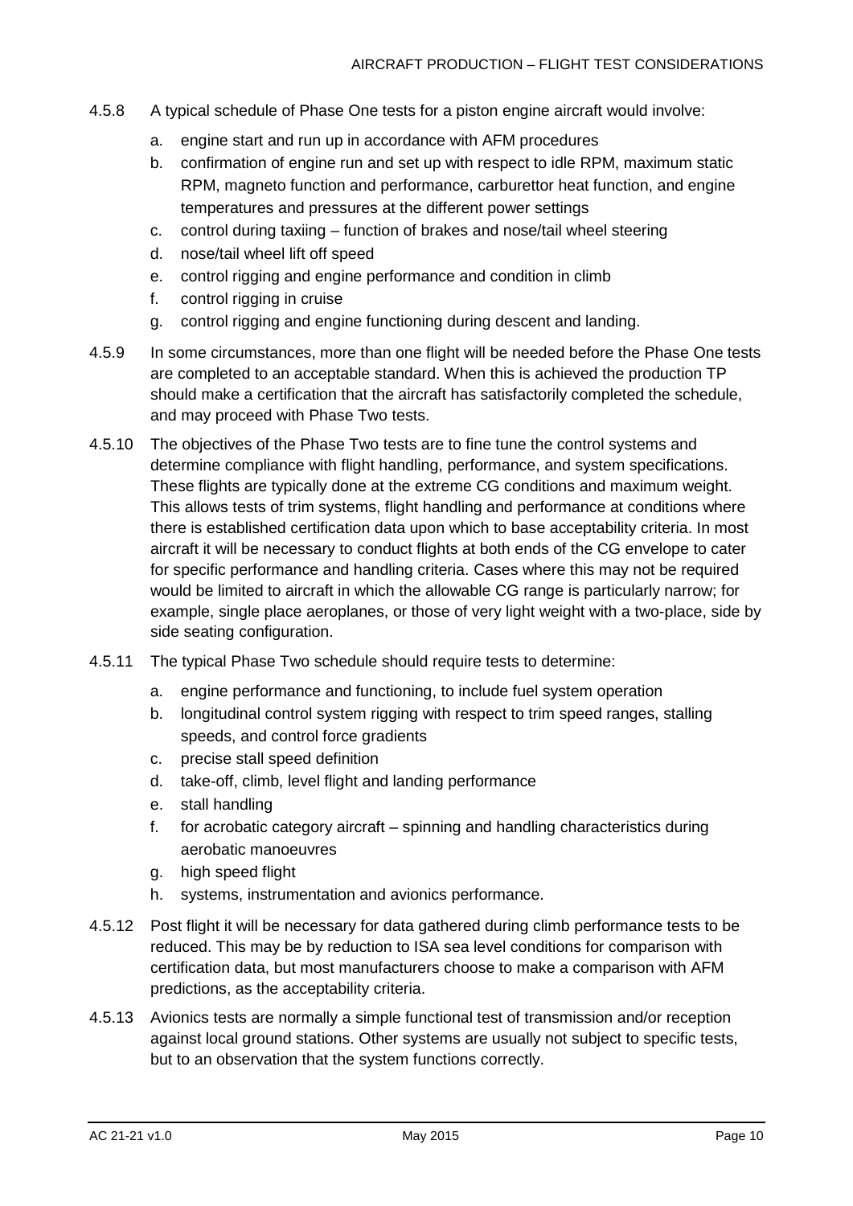4.5.8 A typical schedule of Phase One tests for a piston engine aircraft would involve:

a. engine start and run up in accordance with AFM procedures
b. confirmation of engine run and set up with respect to idle RPM, maximum static RPM, magneto function and performance, carburettor heat function, and engine temperatures and pressures at the different power settings
c. control during taxiing – function of brakes and nose/tail wheel steering
d. nose/tail wheel lift off speed
e. control rigging and engine performance and condition in climb
f. control rigging in cruise
g. control rigging and engine functioning during descent and landing.

4.5.9 In some circumstances, more than one flight will be needed before the Phase One tests are completed to an acceptable standard. When this is achieved the production TP should make a certification that the aircraft has satisfactorily completed the schedule, and may proceed with Phase Two tests.

4.5.10 The objectives of the Phase Two tests are to fine tune the control systems and determine compliance with flight handling, performance, and system specifications. These flights are typically done at the extreme CG conditions and maximum weight. This allows tests of trim systems, flight handling and performance at conditions where there is established certification data upon which to base acceptability criteria. In most aircraft it will be necessary to conduct flights at both ends of the CG envelope to cater for specific performance and handling criteria. Cases where this may not be required would be limited to aircraft in which the allowable CG range is particularly narrow; for example, single place aeroplanes, or those of very light weight with a two-place, side by side seating configuration.

4.5.11 The typical Phase Two schedule should require tests to determine:

a. engine performance and functioning, to include fuel system operation
b. longitudinal control system rigging with respect to trim speed ranges, stalling speeds, and control force gradients
c. precise stall speed definition
d. take-off, climb, level flight and landing performance
e. stall handling
f. for acrobatic category aircraft – spinning and handling characteristics during aerobatic manoeuvres
g. high speed flight
h. systems, instrumentation and avionics performance.

4.5.12 Post flight it will be necessary for data gathered during climb performance tests to be reduced. This may be by reduction to ISA sea level conditions for comparison with certification data, but most manufacturers choose to make a comparison with AFM predictions, as the acceptability criteria.

4.5.13 Avionics tests are normally a simple functional test of transmission and/or reception against local ground stations. Other systems are usually not subject to specific tests, but to an observation that the system functions correctly.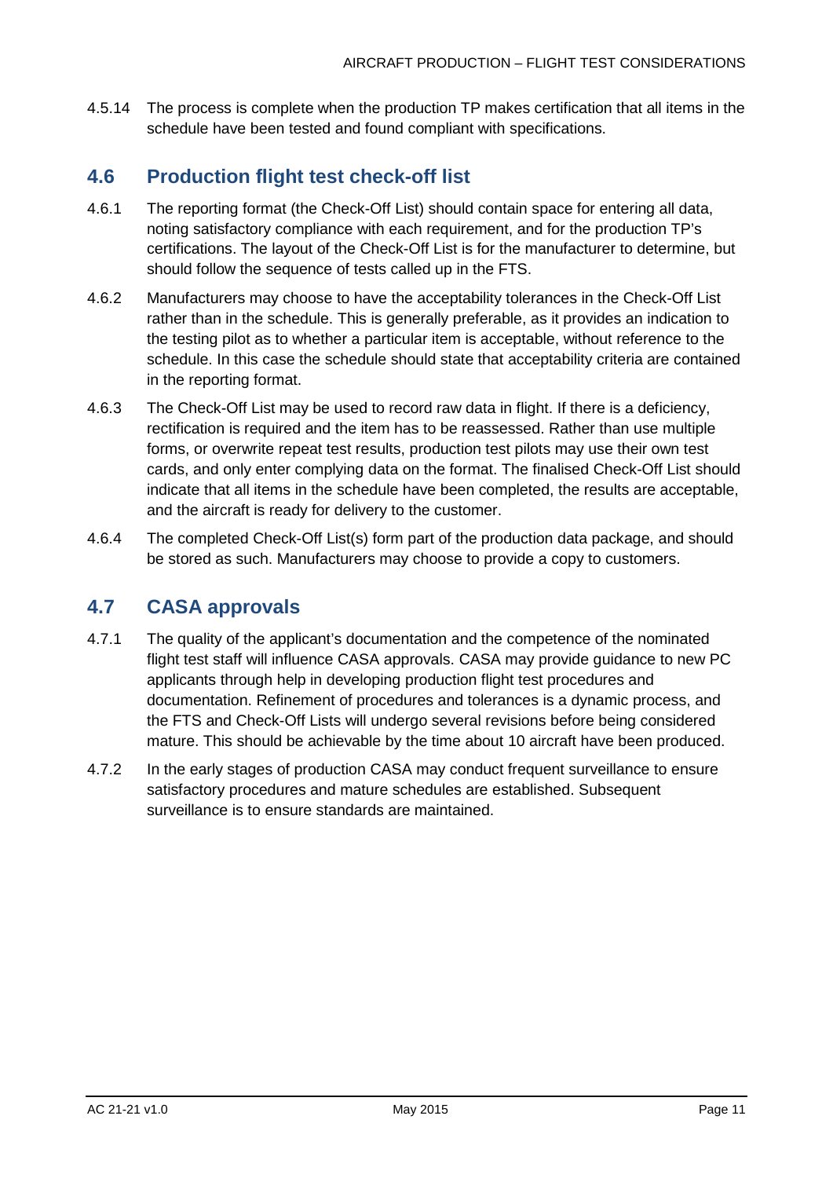4.5.14 The process is complete when the production TP makes certification that all items in the schedule have been tested and found compliant with specifications.

## 4.6 Production flight test check-off list

4.6.1 The reporting format (the Check-Off List) should contain space for entering all data, noting satisfactory compliance with each requirement, and for the production TP's certifications. The layout of the Check-Off List is for the manufacturer to determine, but should follow the sequence of tests called up in the FTS.

4.6.2 Manufacturers may choose to have the acceptability tolerances in the Check-Off List rather than in the schedule. This is generally preferable, as it provides an indication to the testing pilot as to whether a particular item is acceptable, without reference to the schedule. In this case the schedule should state that acceptability criteria are contained in the reporting format.

4.6.3 The Check-Off List may be used to record raw data in flight. If there is a deficiency, rectification is required and the item has to be reassessed. Rather than use multiple forms, or overwrite repeat test results, production test pilots may use their own test cards, and only enter complying data on the format. The finalised Check-Off List should indicate that all items in the schedule have been completed, the results are acceptable, and the aircraft is ready for delivery to the customer.

4.6.4 The completed Check-Off List(s) form part of the production data package, and should be stored as such. Manufacturers may choose to provide a copy to customers.

## 4.7 CASA approvals

4.7.1 The quality of the applicant's documentation and the competence of the nominated flight test staff will influence CASA approvals. CASA may provide guidance to new PC applicants through help in developing production flight test procedures and documentation. Refinement of procedures and tolerances is a dynamic process, and the FTS and Check-Off Lists will undergo several revisions before being considered mature. This should be achievable by the time about 10 aircraft have been produced.

4.7.2 In the early stages of production CASA may conduct frequent surveillance to ensure satisfactory procedures and mature schedules are established. Subsequent surveillance is to ensure standards are maintained.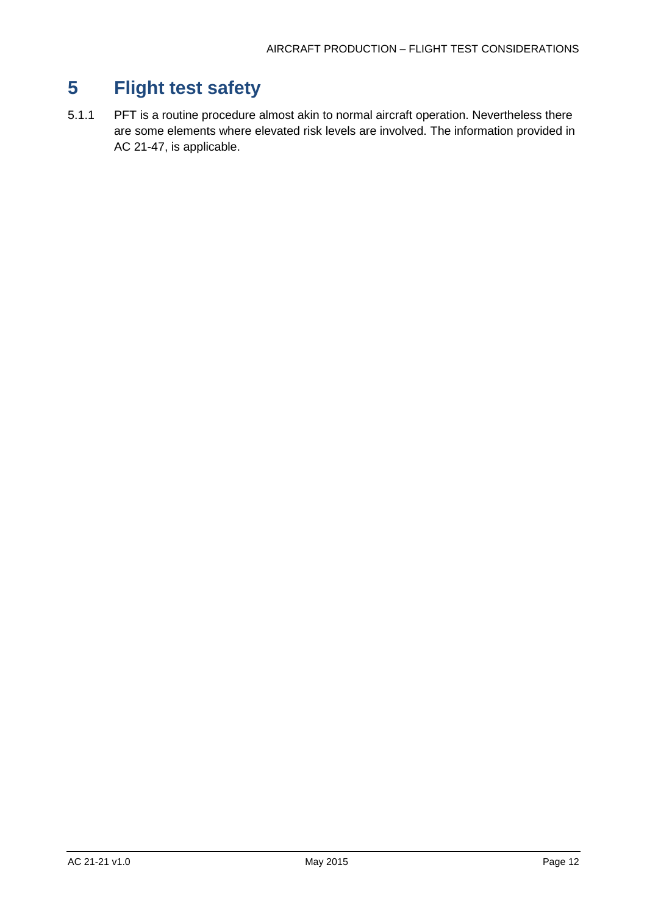# 5 Flight test safety

5.1.1 PFT is a routine procedure almost akin to normal aircraft operation. Nevertheless there are some elements where elevated risk levels are involved. The information provided in AC 21-47, is applicable.